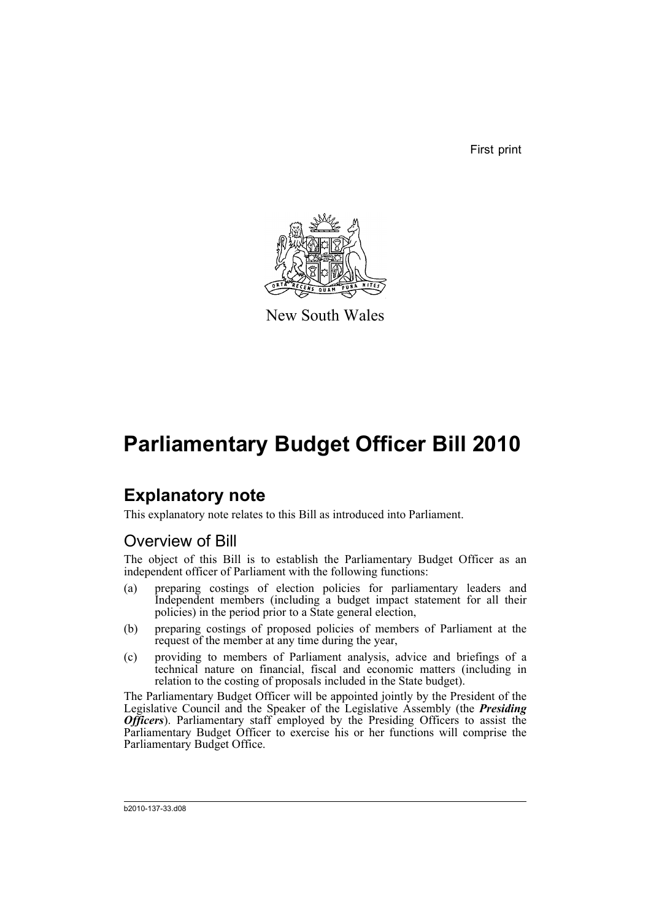First print

New South Wales

# Parliamentary Budget Officer Bill 2010

## Explanatory note

This explanatory note relates to this Bill as introduced into Parliament.

### Overview of Bill

The object of this Bill is to establish the Parliamentary Budget Officer as an independent officer of Parliament with the following functions:

(a) preparing costings of election policies for parliamentary leaders and Independent members (including a budget impact statement for all their policies) in the period prior to a State general election,

(b) preparing costings of proposed policies of members of Parliament at the request of the member at any time during the year,

(c) providing to members of Parliament analysis, advice and briefings of a technical nature on financial, fiscal and economic matters (including in relation to the costing of proposals included in the State budget).

The Parliamentary Budget Officer will be appointed jointly by the President of the Legislative Council and the Speaker of the Legislative Assembly (the ***Presiding Officers***). Parliamentary staff employed by the Presiding Officers to assist the Parliamentary Budget Officer to exercise his or her functions will comprise the Parliamentary Budget Office.

b2010-137-33.d08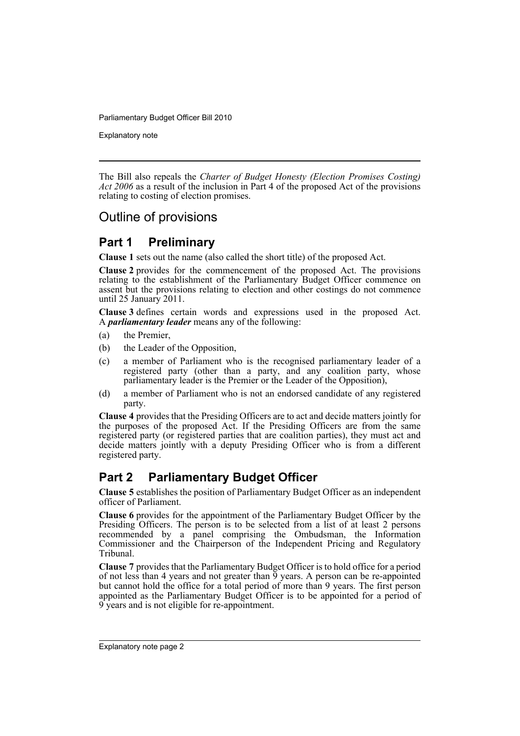The Bill also repeals the *Charter of Budget Honesty (Election Promises Costing) Act 2006* as a result of the inclusion in Part 4 of the proposed Act of the provisions relating to costing of election promises.

## Outline of provisions

### Part 1 Preliminary

**Clause 1** sets out the name (also called the short title) of the proposed Act.

**Clause 2** provides for the commencement of the proposed Act. The provisions relating to the establishment of the Parliamentary Budget Officer commence on assent but the provisions relating to election and other costings do not commence until 25 January 2011.

**Clause 3** defines certain words and expressions used in the proposed Act. A ***parliamentary leader*** means any of the following:

(a) the Premier,

(b) the Leader of the Opposition,

(c) a member of Parliament who is the recognised parliamentary leader of a registered party (other than a party, and any coalition party, whose parliamentary leader is the Premier or the Leader of the Opposition),

(d) a member of Parliament who is not an endorsed candidate of any registered party.

**Clause 4** provides that the Presiding Officers are to act and decide matters jointly for the purposes of the proposed Act. If the Presiding Officers are from the same registered party (or registered parties that are coalition parties), they must act and decide matters jointly with a deputy Presiding Officer who is from a different registered party.

### Part 2 Parliamentary Budget Officer

**Clause 5** establishes the position of Parliamentary Budget Officer as an independent officer of Parliament.

**Clause 6** provides for the appointment of the Parliamentary Budget Officer by the Presiding Officers. The person is to be selected from a list of at least 2 persons recommended by a panel comprising the Ombudsman, the Information Commissioner and the Chairperson of the Independent Pricing and Regulatory Tribunal.

**Clause 7** provides that the Parliamentary Budget Officer is to hold office for a period of not less than 4 years and not greater than 9 years. A person can be re-appointed but cannot hold the office for a total period of more than 9 years. The first person appointed as the Parliamentary Budget Officer is to be appointed for a period of 9 years and is not eligible for re-appointment.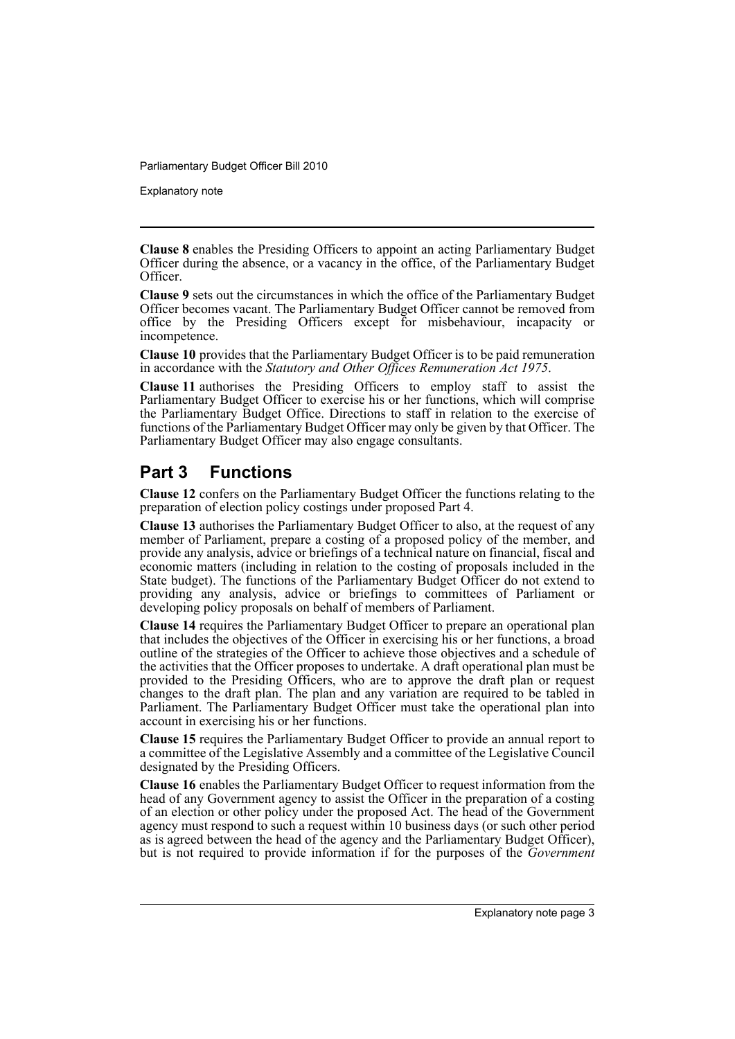**Clause 8** enables the Presiding Officers to appoint an acting Parliamentary Budget Officer during the absence, or a vacancy in the office, of the Parliamentary Budget Officer.

**Clause 9** sets out the circumstances in which the office of the Parliamentary Budget Officer becomes vacant. The Parliamentary Budget Officer cannot be removed from office by the Presiding Officers except for misbehaviour, incapacity or incompetence.

**Clause 10** provides that the Parliamentary Budget Officer is to be paid remuneration in accordance with the *Statutory and Other Offices Remuneration Act 1975*.

**Clause 11** authorises the Presiding Officers to employ staff to assist the Parliamentary Budget Officer to exercise his or her functions, which will comprise the Parliamentary Budget Office. Directions to staff in relation to the exercise of functions of the Parliamentary Budget Officer may only be given by that Officer. The Parliamentary Budget Officer may also engage consultants.

## Part 3 Functions

**Clause 12** confers on the Parliamentary Budget Officer the functions relating to the preparation of election policy costings under proposed Part 4.

**Clause 13** authorises the Parliamentary Budget Officer to also, at the request of any member of Parliament, prepare a costing of a proposed policy of the member, and provide any analysis, advice or briefings of a technical nature on financial, fiscal and economic matters (including in relation to the costing of proposals included in the State budget). The functions of the Parliamentary Budget Officer do not extend to providing any analysis, advice or briefings to committees of Parliament or developing policy proposals on behalf of members of Parliament.

**Clause 14** requires the Parliamentary Budget Officer to prepare an operational plan that includes the objectives of the Officer in exercising his or her functions, a broad outline of the strategies of the Officer to achieve those objectives and a schedule of the activities that the Officer proposes to undertake. A draft operational plan must be provided to the Presiding Officers, who are to approve the draft plan or request changes to the draft plan. The plan and any variation are required to be tabled in Parliament. The Parliamentary Budget Officer must take the operational plan into account in exercising his or her functions.

**Clause 15** requires the Parliamentary Budget Officer to provide an annual report to a committee of the Legislative Assembly and a committee of the Legislative Council designated by the Presiding Officers.

**Clause 16** enables the Parliamentary Budget Officer to request information from the head of any Government agency to assist the Officer in the preparation of a costing of an election or other policy under the proposed Act. The head of the Government agency must respond to such a request within 10 business days (or such other period as is agreed between the head of the agency and the Parliamentary Budget Officer), but is not required to provide information if for the purposes of the *Government*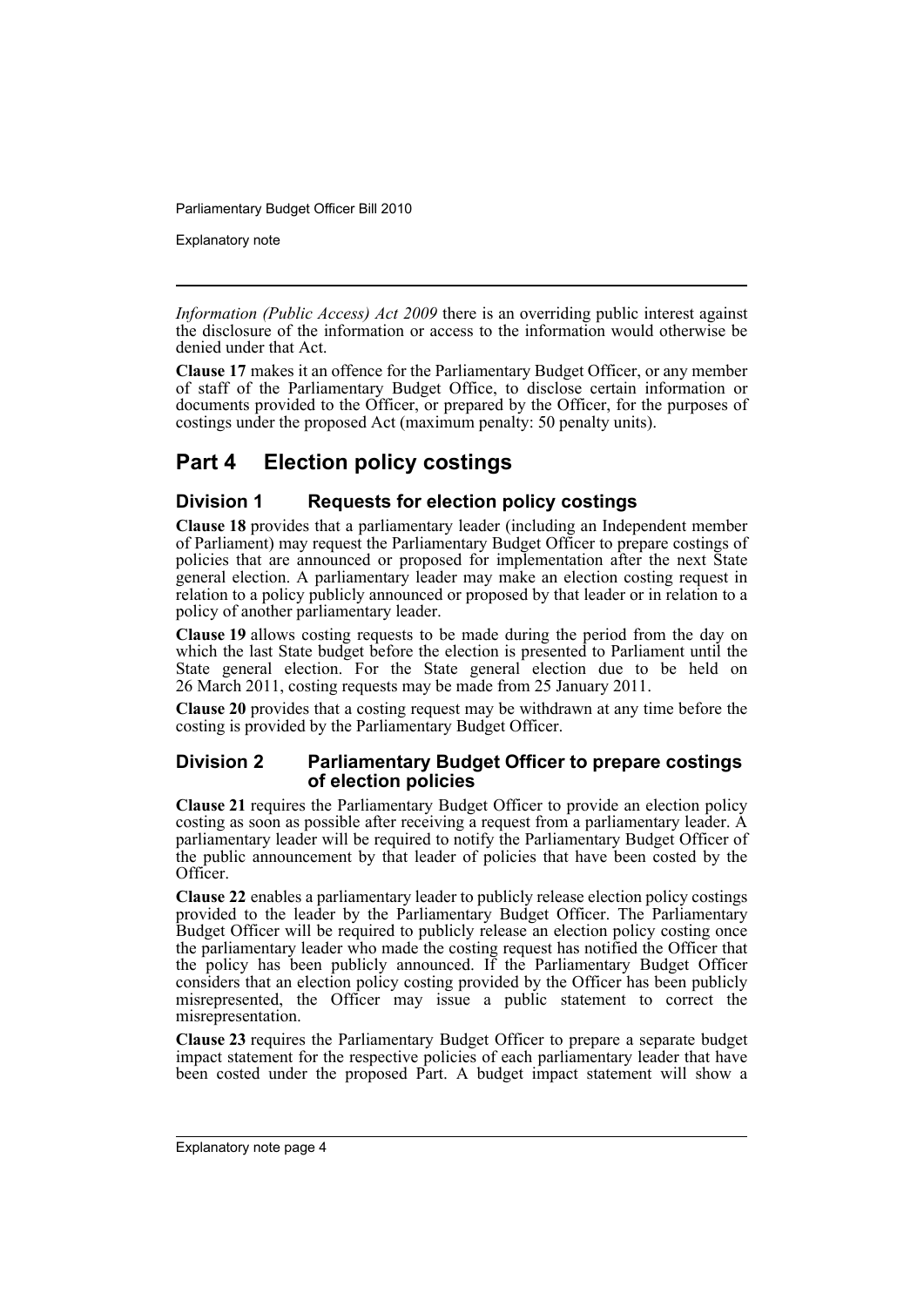*Information (Public Access) Act 2009* there is an overriding public interest against the disclosure of the information or access to the information would otherwise be denied under that Act.

**Clause 17** makes it an offence for the Parliamentary Budget Officer, or any member of staff of the Parliamentary Budget Office, to disclose certain information or documents provided to the Officer, or prepared by the Officer, for the purposes of costings under the proposed Act (maximum penalty: 50 penalty units).

## Part 4 Election policy costings

### Division 1 Requests for election policy costings

**Clause 18** provides that a parliamentary leader (including an Independent member of Parliament) may request the Parliamentary Budget Officer to prepare costings of policies that are announced or proposed for implementation after the next State general election. A parliamentary leader may make an election costing request in relation to a policy publicly announced or proposed by that leader or in relation to a policy of another parliamentary leader.

**Clause 19** allows costing requests to be made during the period from the day on which the last State budget before the election is presented to Parliament until the State general election. For the State general election due to be held on 26 March 2011, costing requests may be made from 25 January 2011.

**Clause 20** provides that a costing request may be withdrawn at any time before the costing is provided by the Parliamentary Budget Officer.

### Division 2 Parliamentary Budget Officer to prepare costings of election policies

**Clause 21** requires the Parliamentary Budget Officer to provide an election policy costing as soon as possible after receiving a request from a parliamentary leader. A parliamentary leader will be required to notify the Parliamentary Budget Officer of the public announcement by that leader of policies that have been costed by the Officer.

**Clause 22** enables a parliamentary leader to publicly release election policy costings provided to the leader by the Parliamentary Budget Officer. The Parliamentary Budget Officer will be required to publicly release an election policy costing once the parliamentary leader who made the costing request has notified the Officer that the policy has been publicly announced. If the Parliamentary Budget Officer considers that an election policy costing provided by the Officer has been publicly misrepresented, the Officer may issue a public statement to correct the misrepresentation.

**Clause 23** requires the Parliamentary Budget Officer to prepare a separate budget impact statement for the respective policies of each parliamentary leader that have been costed under the proposed Part. A budget impact statement will show a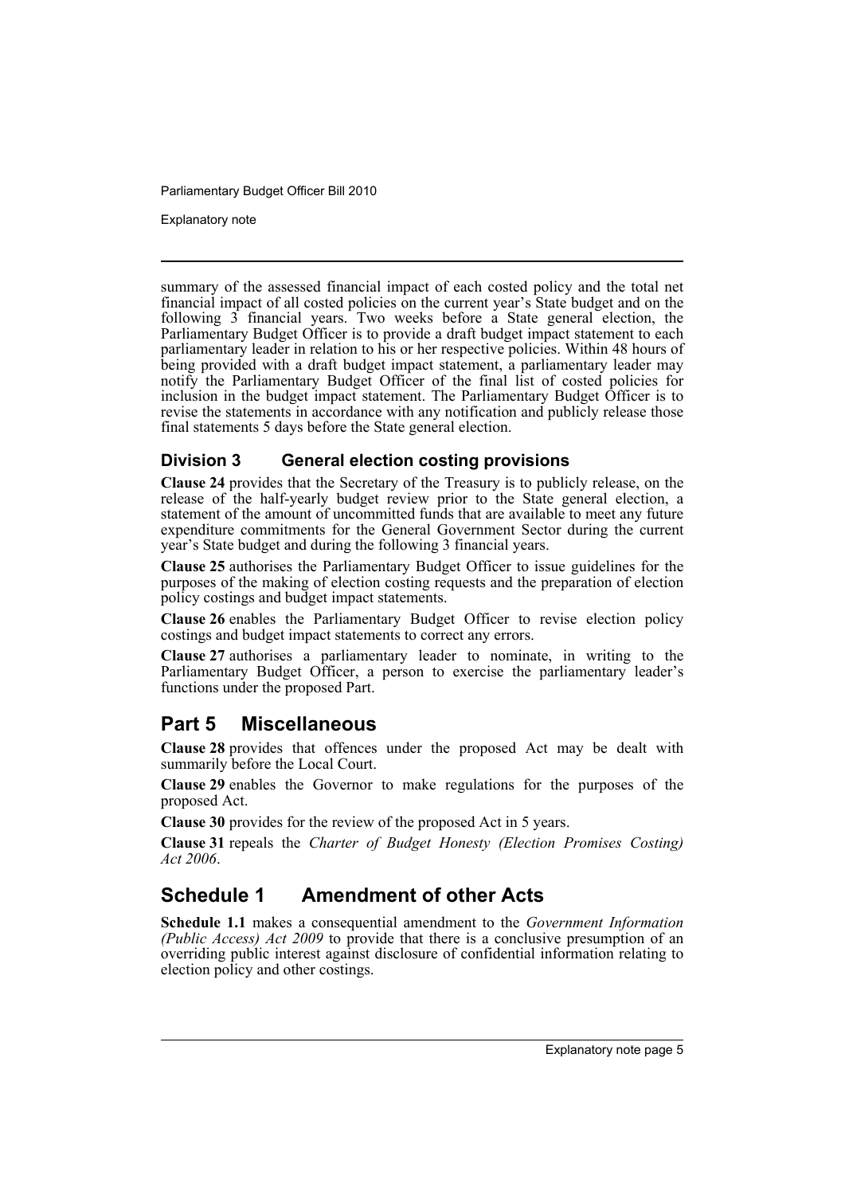summary of the assessed financial impact of each costed policy and the total net financial impact of all costed policies on the current year's State budget and on the following 3 financial years. Two weeks before a State general election, the Parliamentary Budget Officer is to provide a draft budget impact statement to each parliamentary leader in relation to his or her respective policies. Within 48 hours of being provided with a draft budget impact statement, a parliamentary leader may notify the Parliamentary Budget Officer of the final list of costed policies for inclusion in the budget impact statement. The Parliamentary Budget Officer is to revise the statements in accordance with any notification and publicly release those final statements 5 days before the State general election.

### Division 3 General election costing provisions

**Clause 24** provides that the Secretary of the Treasury is to publicly release, on the release of the half-yearly budget review prior to the State general election, a statement of the amount of uncommitted funds that are available to meet any future expenditure commitments for the General Government Sector during the current year's State budget and during the following 3 financial years.

**Clause 25** authorises the Parliamentary Budget Officer to issue guidelines for the purposes of the making of election costing requests and the preparation of election policy costings and budget impact statements.

**Clause 26** enables the Parliamentary Budget Officer to revise election policy costings and budget impact statements to correct any errors.

**Clause 27** authorises a parliamentary leader to nominate, in writing to the Parliamentary Budget Officer, a person to exercise the parliamentary leader's functions under the proposed Part.

## Part 5 Miscellaneous

**Clause 28** provides that offences under the proposed Act may be dealt with summarily before the Local Court.

**Clause 29** enables the Governor to make regulations for the purposes of the proposed Act.

**Clause 30** provides for the review of the proposed Act in 5 years.

**Clause 31** repeals the *Charter of Budget Honesty (Election Promises Costing) Act 2006*.

## Schedule 1 Amendment of other Acts

**Schedule 1.1** makes a consequential amendment to the *Government Information (Public Access) Act 2009* to provide that there is a conclusive presumption of an overriding public interest against disclosure of confidential information relating to election policy and other costings.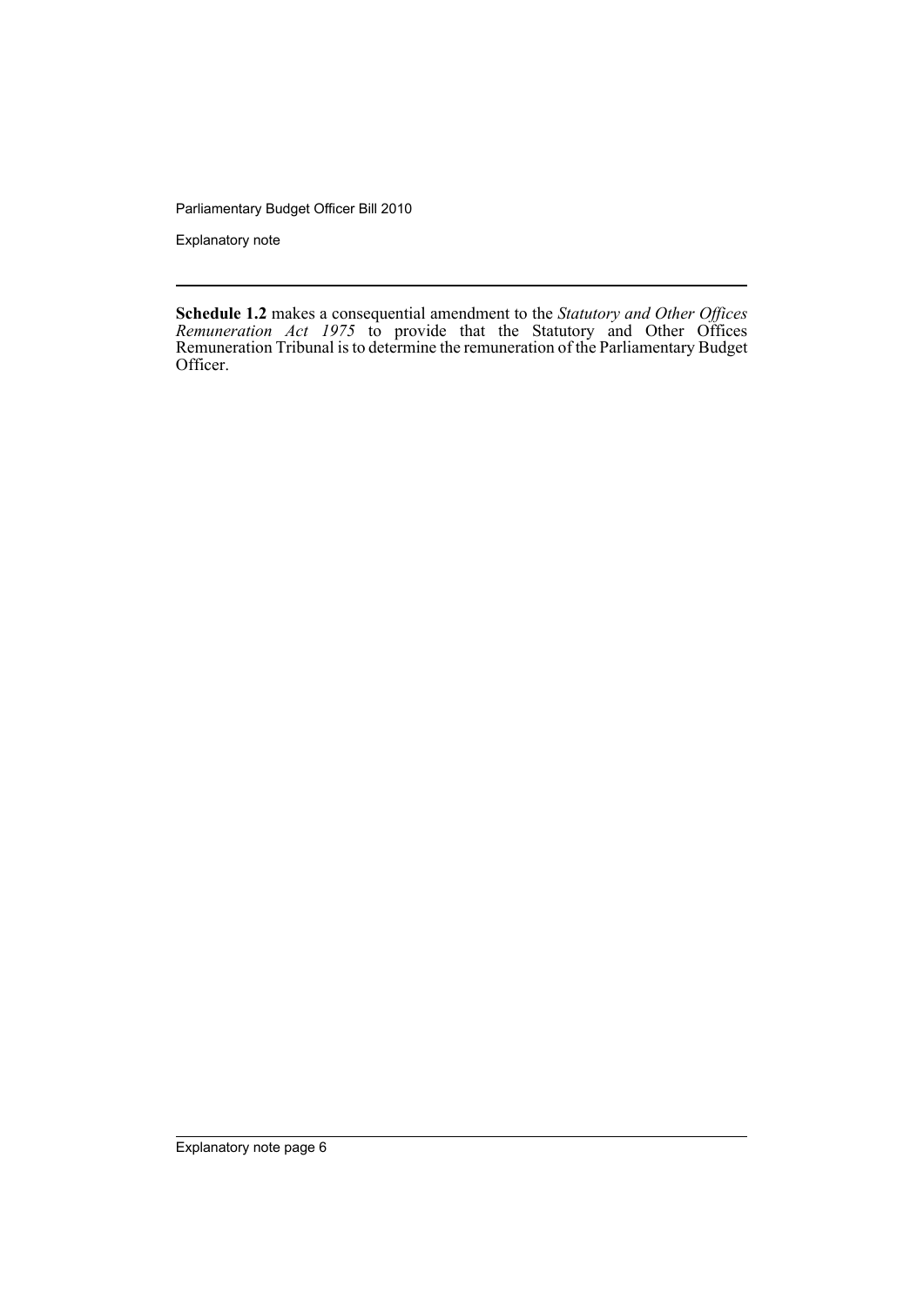**Schedule 1.2** makes a consequential amendment to the *Statutory and Other Offices Remuneration Act 1975* to provide that the Statutory and Other Offices Remuneration Tribunal is to determine the remuneration of the Parliamentary Budget Officer.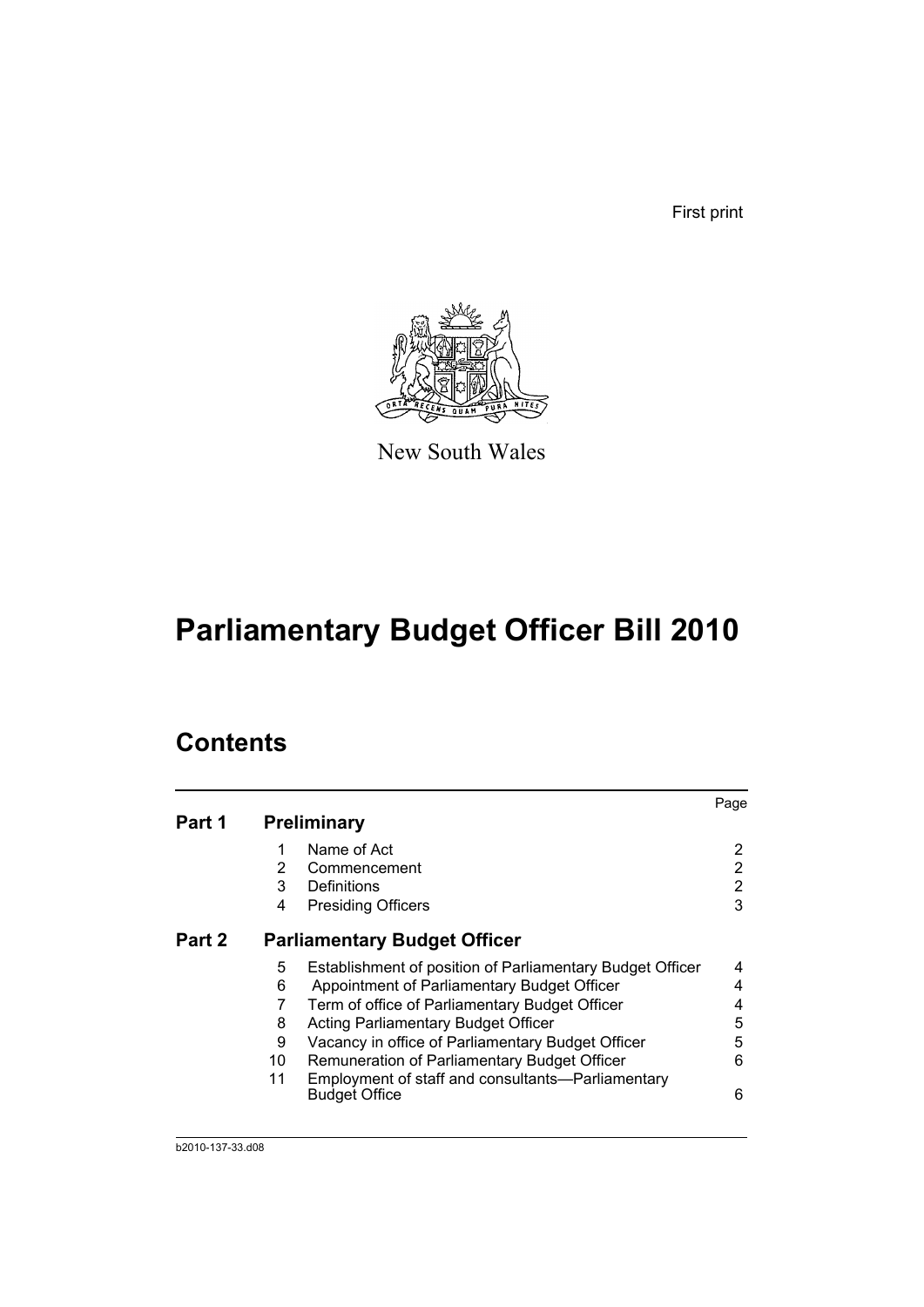First print

New South Wales

# Parliamentary Budget Officer Bill 2010

## Contents

| | | | Page |
|---|---|---|---|
| **Part 1** | **Preliminary** | | |
| | 1 | Name of Act | 2 |
| | 2 | Commencement | 2 |
| | 3 | Definitions | 2 |
| | 4 | Presiding Officers | 3 |
| **Part 2** | **Parliamentary Budget Officer** | | |
| | 5 | Establishment of position of Parliamentary Budget Officer | 4 |
| | 6 | Appointment of Parliamentary Budget Officer | 4 |
| | 7 | Term of office of Parliamentary Budget Officer | 4 |
| | 8 | Acting Parliamentary Budget Officer | 5 |
| | 9 | Vacancy in office of Parliamentary Budget Officer | 5 |
| | 10 | Remuneration of Parliamentary Budget Officer | 6 |
| | 11 | Employment of staff and consultants—Parliamentary Budget Office | 6 |

b2010-137-33.d08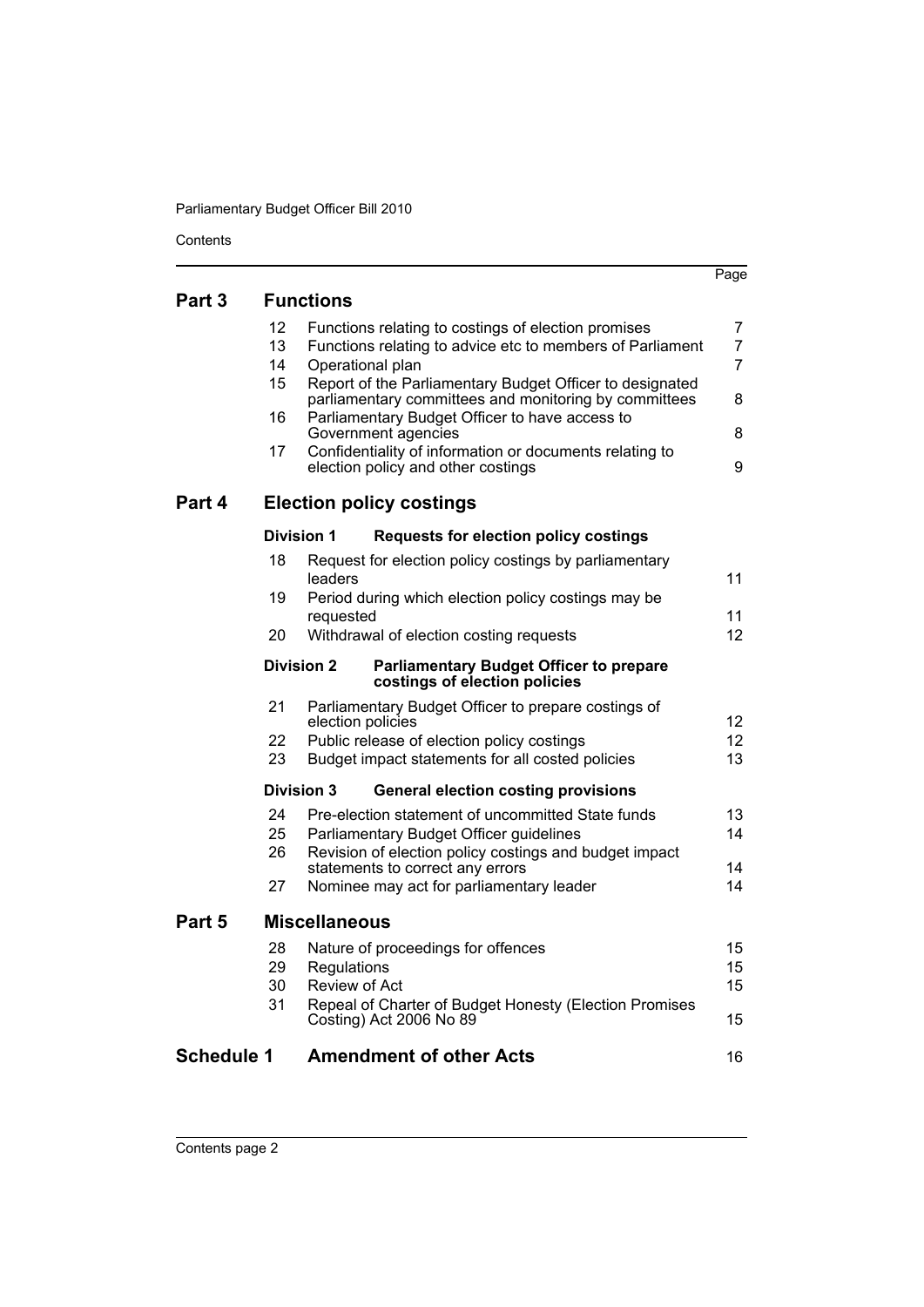| | | | Page |
|---|---|---|---|
| **Part 3** | **Functions** | | |
| | 12 | Functions relating to costings of election promises | 7 |
| | 13 | Functions relating to advice etc to members of Parliament | 7 |
| | 14 | Operational plan | 7 |
| | 15 | Report of the Parliamentary Budget Officer to designated parliamentary committees and monitoring by committees | 8 |
| | 16 | Parliamentary Budget Officer to have access to Government agencies | 8 |
| | 17 | Confidentiality of information or documents relating to election policy and other costings | 9 |
| **Part 4** | **Election policy costings** | | |
| | **Division 1** | **Requests for election policy costings** | |
| | 18 | Request for election policy costings by parliamentary leaders | 11 |
| | 19 | Period during which election policy costings may be requested | 11 |
| | 20 | Withdrawal of election costing requests | 12 |
| | **Division 2** | **Parliamentary Budget Officer to prepare costings of election policies** | |
| | 21 | Parliamentary Budget Officer to prepare costings of election policies | 12 |
| | 22 | Public release of election policy costings | 12 |
| | 23 | Budget impact statements for all costed policies | 13 |
| | **Division 3** | **General election costing provisions** | |
| | 24 | Pre-election statement of uncommitted State funds | 13 |
| | 25 | Parliamentary Budget Officer guidelines | 14 |
| | 26 | Revision of election policy costings and budget impact statements to correct any errors | 14 |
| | 27 | Nominee may act for parliamentary leader | 14 |
| **Part 5** | **Miscellaneous** | | |
| | 28 | Nature of proceedings for offences | 15 |
| | 29 | Regulations | 15 |
| | 30 | Review of Act | 15 |
| | 31 | Repeal of Charter of Budget Honesty (Election Promises Costing) Act 2006 No 89 | 15 |
| **Schedule 1** | **Amendment of other Acts** | | 16 |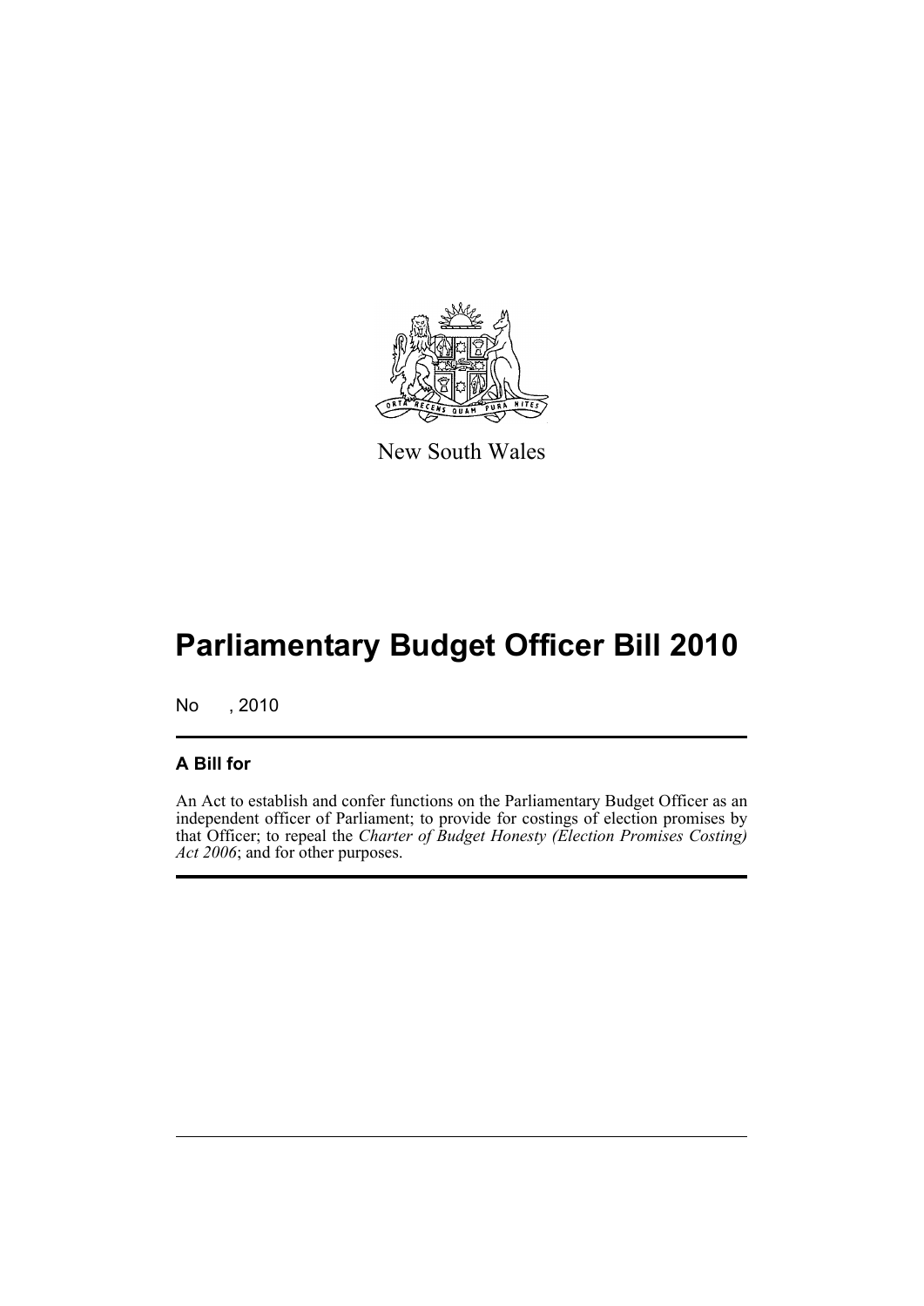New South Wales

# Parliamentary Budget Officer Bill 2010

No , 2010

## A Bill for

An Act to establish and confer functions on the Parliamentary Budget Officer as an independent officer of Parliament; to provide for costings of election promises by that Officer; to repeal the *Charter of Budget Honesty (Election Promises Costing) Act 2006*; and for other purposes.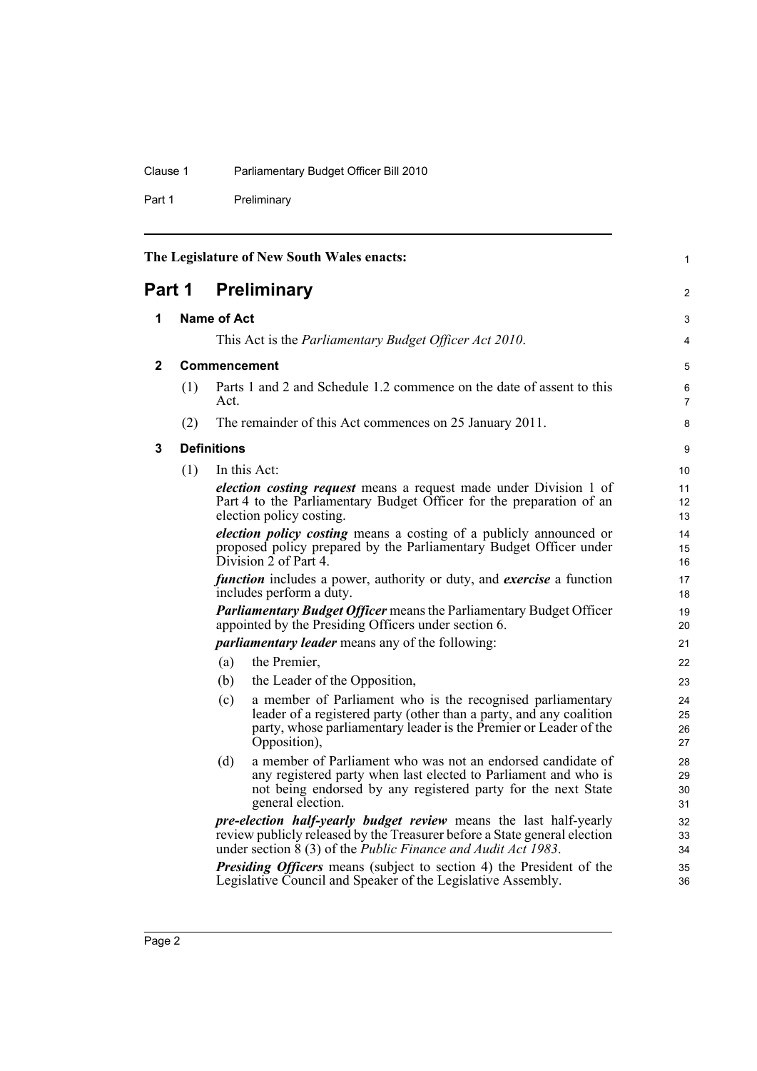The Legislature of New South Wales enacts:

# Part 1 Preliminary

## 1 Name of Act

This Act is the *Parliamentary Budget Officer Act 2010*.

## 2 Commencement

(1) Parts 1 and 2 and Schedule 1.2 commence on the date of assent to this Act.

(2) The remainder of this Act commences on 25 January 2011.

## 3 Definitions

(1) In this Act:

***election costing request*** means a request made under Division 1 of Part 4 to the Parliamentary Budget Officer for the preparation of an election policy costing.

***election policy costing*** means a costing of a publicly announced or proposed policy prepared by the Parliamentary Budget Officer under Division 2 of Part 4.

***function*** includes a power, authority or duty, and ***exercise*** a function includes perform a duty.

***Parliamentary Budget Officer*** means the Parliamentary Budget Officer appointed by the Presiding Officers under section 6.

***parliamentary leader*** means any of the following:

(a) the Premier,

(b) the Leader of the Opposition,

(c) a member of Parliament who is the recognised parliamentary leader of a registered party (other than a party, and any coalition party, whose parliamentary leader is the Premier or Leader of the Opposition),

(d) a member of Parliament who was not an endorsed candidate of any registered party when last elected to Parliament and who is not being endorsed by any registered party for the next State general election.

***pre-election half-yearly budget review*** means the last half-yearly review publicly released by the Treasurer before a State general election under section 8 (3) of the *Public Finance and Audit Act 1983*.

***Presiding Officers*** means (subject to section 4) the President of the Legislative Council and Speaker of the Legislative Assembly.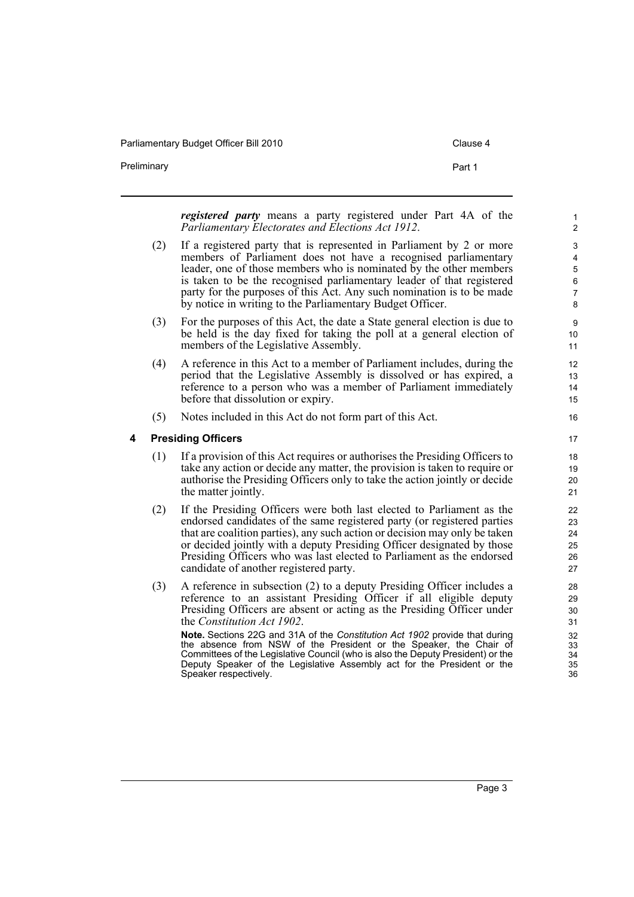***registered party*** means a party registered under Part 4A of the *Parliamentary Electorates and Elections Act 1912*.

(2) If a registered party that is represented in Parliament by 2 or more members of Parliament does not have a recognised parliamentary leader, one of those members who is nominated by the other members is taken to be the recognised parliamentary leader of that registered party for the purposes of this Act. Any such nomination is to be made by notice in writing to the Parliamentary Budget Officer.

(3) For the purposes of this Act, the date a State general election is due to be held is the day fixed for taking the poll at a general election of members of the Legislative Assembly.

(4) A reference in this Act to a member of Parliament includes, during the period that the Legislative Assembly is dissolved or has expired, a reference to a person who was a member of Parliament immediately before that dissolution or expiry.

(5) Notes included in this Act do not form part of this Act.

## 4 Presiding Officers

(1) If a provision of this Act requires or authorises the Presiding Officers to take any action or decide any matter, the provision is taken to require or authorise the Presiding Officers only to take the action jointly or decide the matter jointly.

(2) If the Presiding Officers were both last elected to Parliament as the endorsed candidates of the same registered party (or registered parties that are coalition parties), any such action or decision may only be taken or decided jointly with a deputy Presiding Officer designated by those Presiding Officers who was last elected to Parliament as the endorsed candidate of another registered party.

(3) A reference in subsection (2) to a deputy Presiding Officer includes a reference to an assistant Presiding Officer if all eligible deputy Presiding Officers are absent or acting as the Presiding Officer under the *Constitution Act 1902*.

**Note.** Sections 22G and 31A of the *Constitution Act 1902* provide that during the absence from NSW of the President or the Speaker, the Chair of Committees of the Legislative Council (who is also the Deputy President) or the Deputy Speaker of the Legislative Assembly act for the President or the Speaker respectively.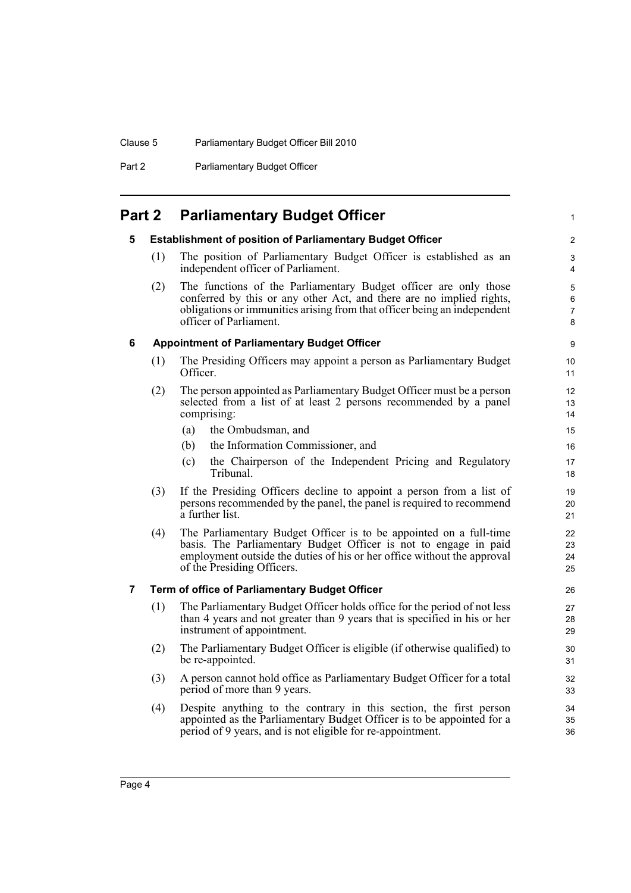# Part 2 Parliamentary Budget Officer

## 5 Establishment of position of Parliamentary Budget Officer

(1) The position of Parliamentary Budget Officer is established as an independent officer of Parliament.

(2) The functions of the Parliamentary Budget officer are only those conferred by this or any other Act, and there are no implied rights, obligations or immunities arising from that officer being an independent officer of Parliament.

## 6 Appointment of Parliamentary Budget Officer

(1) The Presiding Officers may appoint a person as Parliamentary Budget Officer.

(2) The person appointed as Parliamentary Budget Officer must be a person selected from a list of at least 2 persons recommended by a panel comprising:

- (a) the Ombudsman, and
- (b) the Information Commissioner, and
- (c) the Chairperson of the Independent Pricing and Regulatory Tribunal.

(3) If the Presiding Officers decline to appoint a person from a list of persons recommended by the panel, the panel is required to recommend a further list.

(4) The Parliamentary Budget Officer is to be appointed on a full-time basis. The Parliamentary Budget Officer is not to engage in paid employment outside the duties of his or her office without the approval of the Presiding Officers.

## 7 Term of office of Parliamentary Budget Officer

(1) The Parliamentary Budget Officer holds office for the period of not less than 4 years and not greater than 9 years that is specified in his or her instrument of appointment.

(2) The Parliamentary Budget Officer is eligible (if otherwise qualified) to be re-appointed.

(3) A person cannot hold office as Parliamentary Budget Officer for a total period of more than 9 years.

(4) Despite anything to the contrary in this section, the first person appointed as the Parliamentary Budget Officer is to be appointed for a period of 9 years, and is not eligible for re-appointment.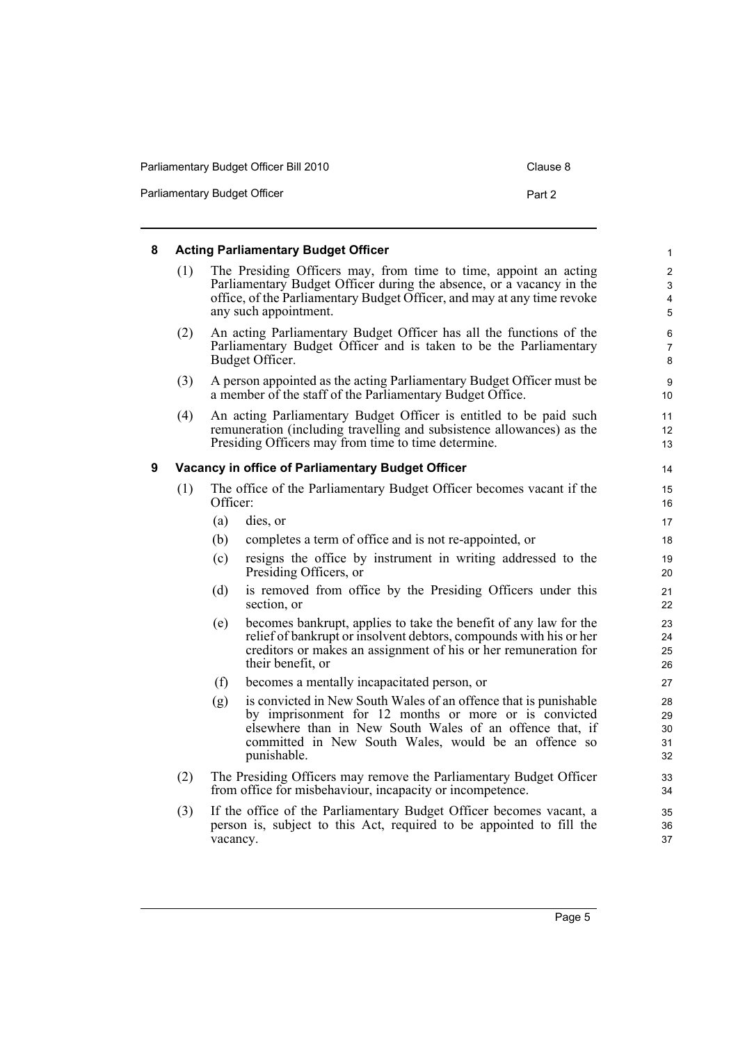## 8 Acting Parliamentary Budget Officer

(1) The Presiding Officers may, from time to time, appoint an acting Parliamentary Budget Officer during the absence, or a vacancy in the office, of the Parliamentary Budget Officer, and may at any time revoke any such appointment.

(2) An acting Parliamentary Budget Officer has all the functions of the Parliamentary Budget Officer and is taken to be the Parliamentary Budget Officer.

(3) A person appointed as the acting Parliamentary Budget Officer must be a member of the staff of the Parliamentary Budget Office.

(4) An acting Parliamentary Budget Officer is entitled to be paid such remuneration (including travelling and subsistence allowances) as the Presiding Officers may from time to time determine.

## 9 Vacancy in office of Parliamentary Budget Officer

(1) The office of the Parliamentary Budget Officer becomes vacant if the Officer:

- (a) dies, or
- (b) completes a term of office and is not re-appointed, or
- (c) resigns the office by instrument in writing addressed to the Presiding Officers, or
- (d) is removed from office by the Presiding Officers under this section, or
- (e) becomes bankrupt, applies to take the benefit of any law for the relief of bankrupt or insolvent debtors, compounds with his or her creditors or makes an assignment of his or her remuneration for their benefit, or
- (f) becomes a mentally incapacitated person, or
- (g) is convicted in New South Wales of an offence that is punishable by imprisonment for 12 months or more or is convicted elsewhere than in New South Wales of an offence that, if committed in New South Wales, would be an offence so punishable.

(2) The Presiding Officers may remove the Parliamentary Budget Officer from office for misbehaviour, incapacity or incompetence.

(3) If the office of the Parliamentary Budget Officer becomes vacant, a person is, subject to this Act, required to be appointed to fill the vacancy.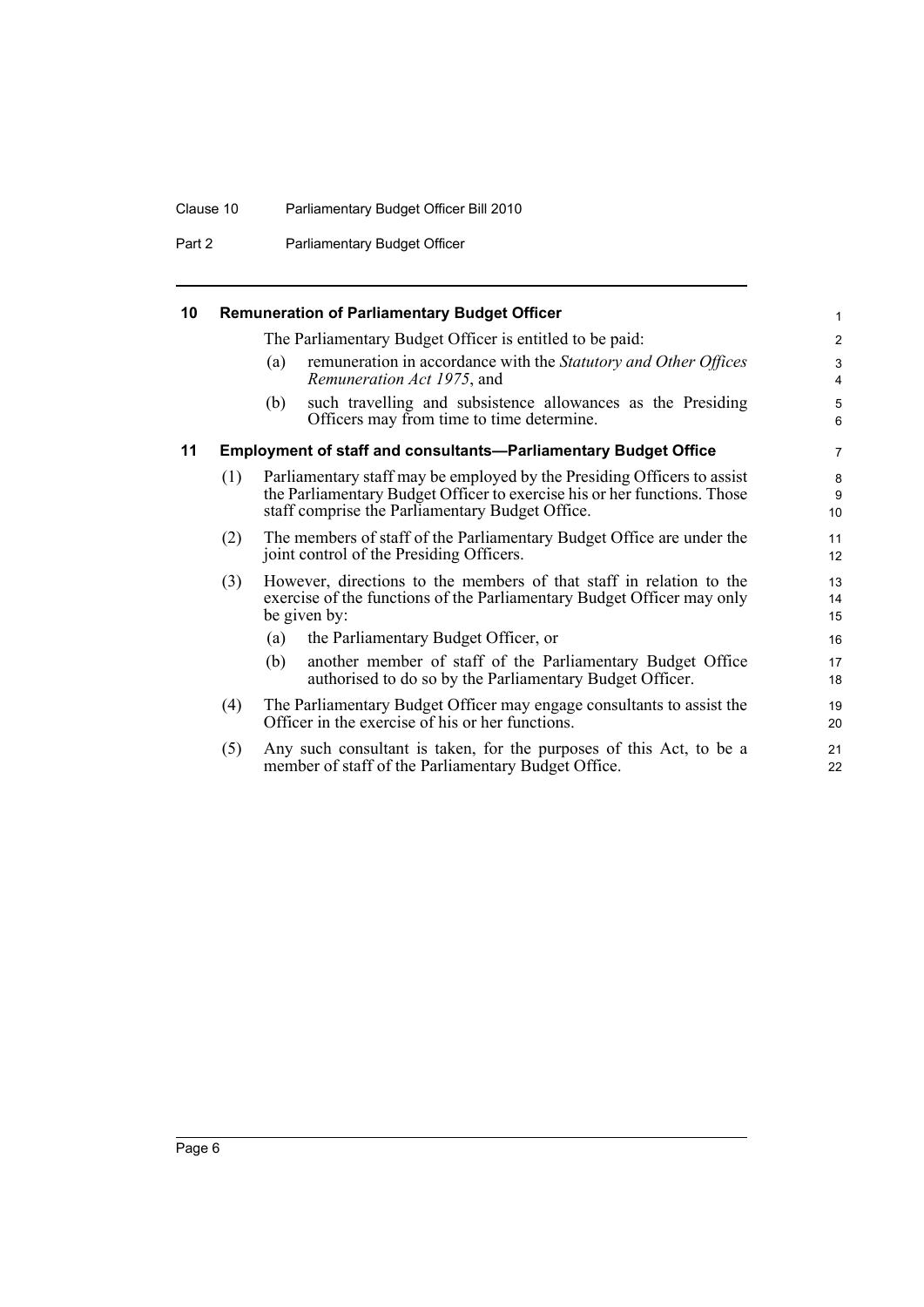## 10 Remuneration of Parliamentary Budget Officer

The Parliamentary Budget Officer is entitled to be paid:

(a) remuneration in accordance with the *Statutory and Other Offices Remuneration Act 1975*, and

(b) such travelling and subsistence allowances as the Presiding Officers may from time to time determine.

## 11 Employment of staff and consultants—Parliamentary Budget Office

(1) Parliamentary staff may be employed by the Presiding Officers to assist the Parliamentary Budget Officer to exercise his or her functions. Those staff comprise the Parliamentary Budget Office.

(2) The members of staff of the Parliamentary Budget Office are under the joint control of the Presiding Officers.

(3) However, directions to the members of that staff in relation to the exercise of the functions of the Parliamentary Budget Officer may only be given by:

(a) the Parliamentary Budget Officer, or

(b) another member of staff of the Parliamentary Budget Office authorised to do so by the Parliamentary Budget Officer.

(4) The Parliamentary Budget Officer may engage consultants to assist the Officer in the exercise of his or her functions.

(5) Any such consultant is taken, for the purposes of this Act, to be a member of staff of the Parliamentary Budget Office.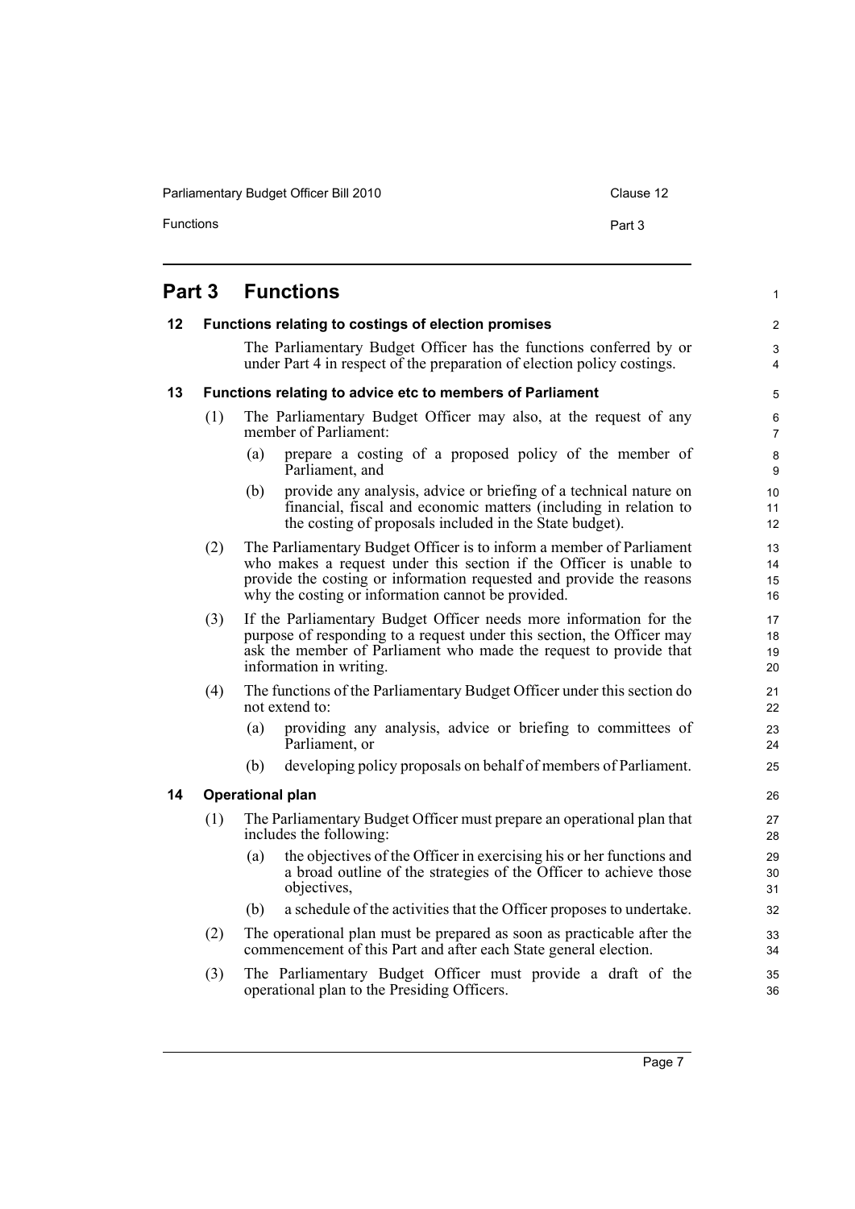# Part 3 Functions

## 12 Functions relating to costings of election promises

The Parliamentary Budget Officer has the functions conferred by or under Part 4 in respect of the preparation of election policy costings.

## 13 Functions relating to advice etc to members of Parliament

(1) The Parliamentary Budget Officer may also, at the request of any member of Parliament:

- (a) prepare a costing of a proposed policy of the member of Parliament, and
- (b) provide any analysis, advice or briefing of a technical nature on financial, fiscal and economic matters (including in relation to the costing of proposals included in the State budget).

(2) The Parliamentary Budget Officer is to inform a member of Parliament who makes a request under this section if the Officer is unable to provide the costing or information requested and provide the reasons why the costing or information cannot be provided.

(3) If the Parliamentary Budget Officer needs more information for the purpose of responding to a request under this section, the Officer may ask the member of Parliament who made the request to provide that information in writing.

(4) The functions of the Parliamentary Budget Officer under this section do not extend to:

- (a) providing any analysis, advice or briefing to committees of Parliament, or
- (b) developing policy proposals on behalf of members of Parliament.

## 14 Operational plan

(1) The Parliamentary Budget Officer must prepare an operational plan that includes the following:

- (a) the objectives of the Officer in exercising his or her functions and a broad outline of the strategies of the Officer to achieve those objectives,
- (b) a schedule of the activities that the Officer proposes to undertake.

(2) The operational plan must be prepared as soon as practicable after the commencement of this Part and after each State general election.

(3) The Parliamentary Budget Officer must provide a draft of the operational plan to the Presiding Officers.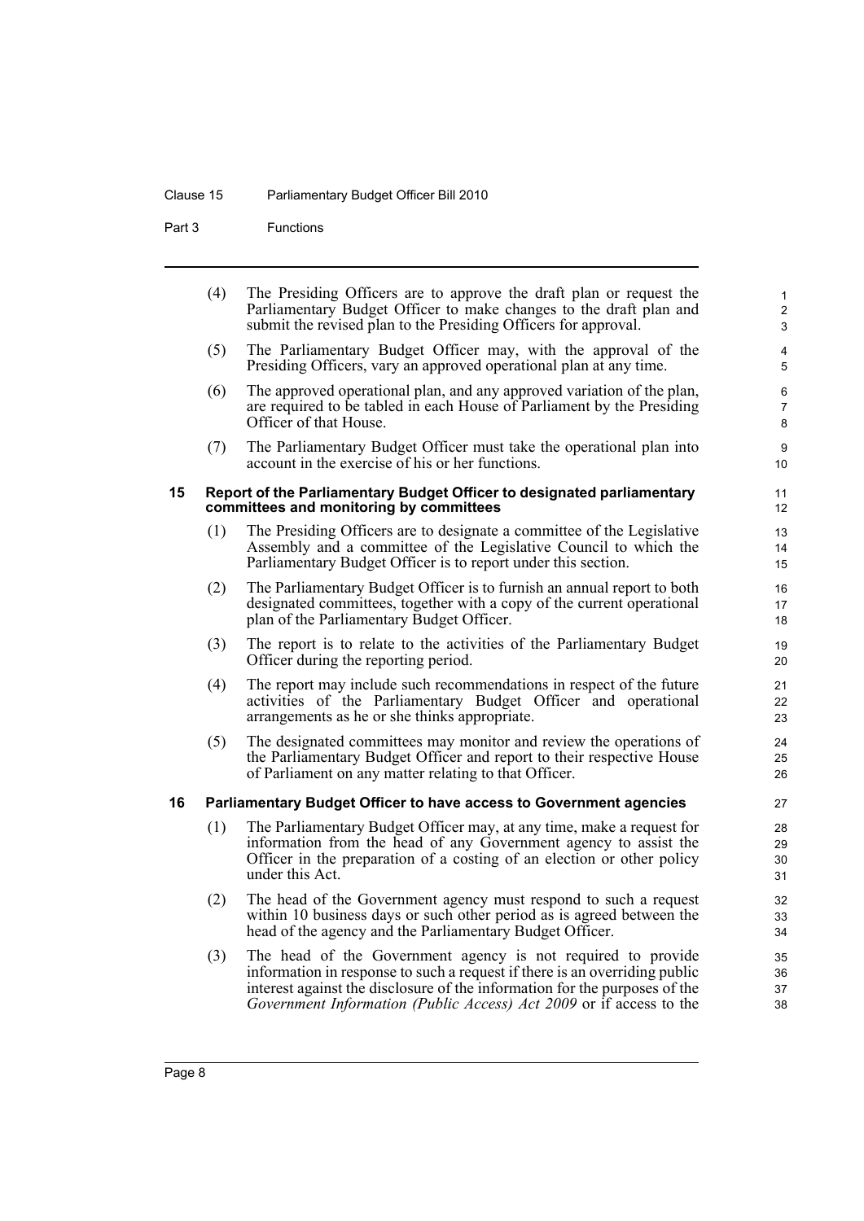(4) The Presiding Officers are to approve the draft plan or request the Parliamentary Budget Officer to make changes to the draft plan and submit the revised plan to the Presiding Officers for approval.

(5) The Parliamentary Budget Officer may, with the approval of the Presiding Officers, vary an approved operational plan at any time.

(6) The approved operational plan, and any approved variation of the plan, are required to be tabled in each House of Parliament by the Presiding Officer of that House.

(7) The Parliamentary Budget Officer must take the operational plan into account in the exercise of his or her functions.

### 15 Report of the Parliamentary Budget Officer to designated parliamentary committees and monitoring by committees

(1) The Presiding Officers are to designate a committee of the Legislative Assembly and a committee of the Legislative Council to which the Parliamentary Budget Officer is to report under this section.

(2) The Parliamentary Budget Officer is to furnish an annual report to both designated committees, together with a copy of the current operational plan of the Parliamentary Budget Officer.

(3) The report is to relate to the activities of the Parliamentary Budget Officer during the reporting period.

(4) The report may include such recommendations in respect of the future activities of the Parliamentary Budget Officer and operational arrangements as he or she thinks appropriate.

(5) The designated committees may monitor and review the operations of the Parliamentary Budget Officer and report to their respective House of Parliament on any matter relating to that Officer.

### 16 Parliamentary Budget Officer to have access to Government agencies

(1) The Parliamentary Budget Officer may, at any time, make a request for information from the head of any Government agency to assist the Officer in the preparation of a costing of an election or other policy under this Act.

(2) The head of the Government agency must respond to such a request within 10 business days or such other period as is agreed between the head of the agency and the Parliamentary Budget Officer.

(3) The head of the Government agency is not required to provide information in response to such a request if there is an overriding public interest against the disclosure of the information for the purposes of the *Government Information (Public Access) Act 2009* or if access to the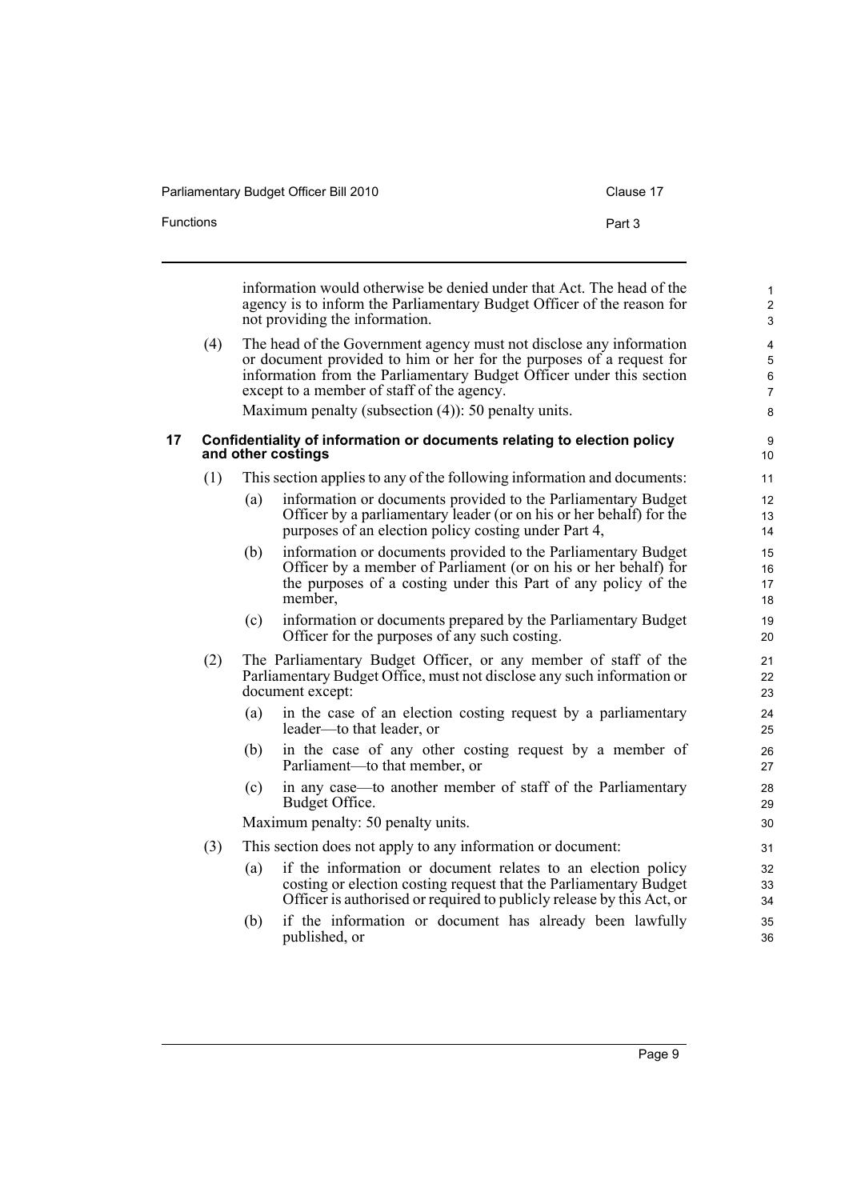information would otherwise be denied under that Act. The head of the agency is to inform the Parliamentary Budget Officer of the reason for not providing the information.

(4) The head of the Government agency must not disclose any information or document provided to him or her for the purposes of a request for information from the Parliamentary Budget Officer under this section except to a member of staff of the agency.

Maximum penalty (subsection (4)): 50 penalty units.

### 17 Confidentiality of information or documents relating to election policy and other costings

(1) This section applies to any of the following information and documents:

(a) information or documents provided to the Parliamentary Budget Officer by a parliamentary leader (or on his or her behalf) for the purposes of an election policy costing under Part 4,

(b) information or documents provided to the Parliamentary Budget Officer by a member of Parliament (or on his or her behalf) for the purposes of a costing under this Part of any policy of the member,

(c) information or documents prepared by the Parliamentary Budget Officer for the purposes of any such costing.

(2) The Parliamentary Budget Officer, or any member of staff of the Parliamentary Budget Office, must not disclose any such information or document except:

(a) in the case of an election costing request by a parliamentary leader—to that leader, or

(b) in the case of any other costing request by a member of Parliament—to that member, or

(c) in any case—to another member of staff of the Parliamentary Budget Office.

Maximum penalty: 50 penalty units.

(3) This section does not apply to any information or document:

(a) if the information or document relates to an election policy costing or election costing request that the Parliamentary Budget Officer is authorised or required to publicly release by this Act, or

(b) if the information or document has already been lawfully published, or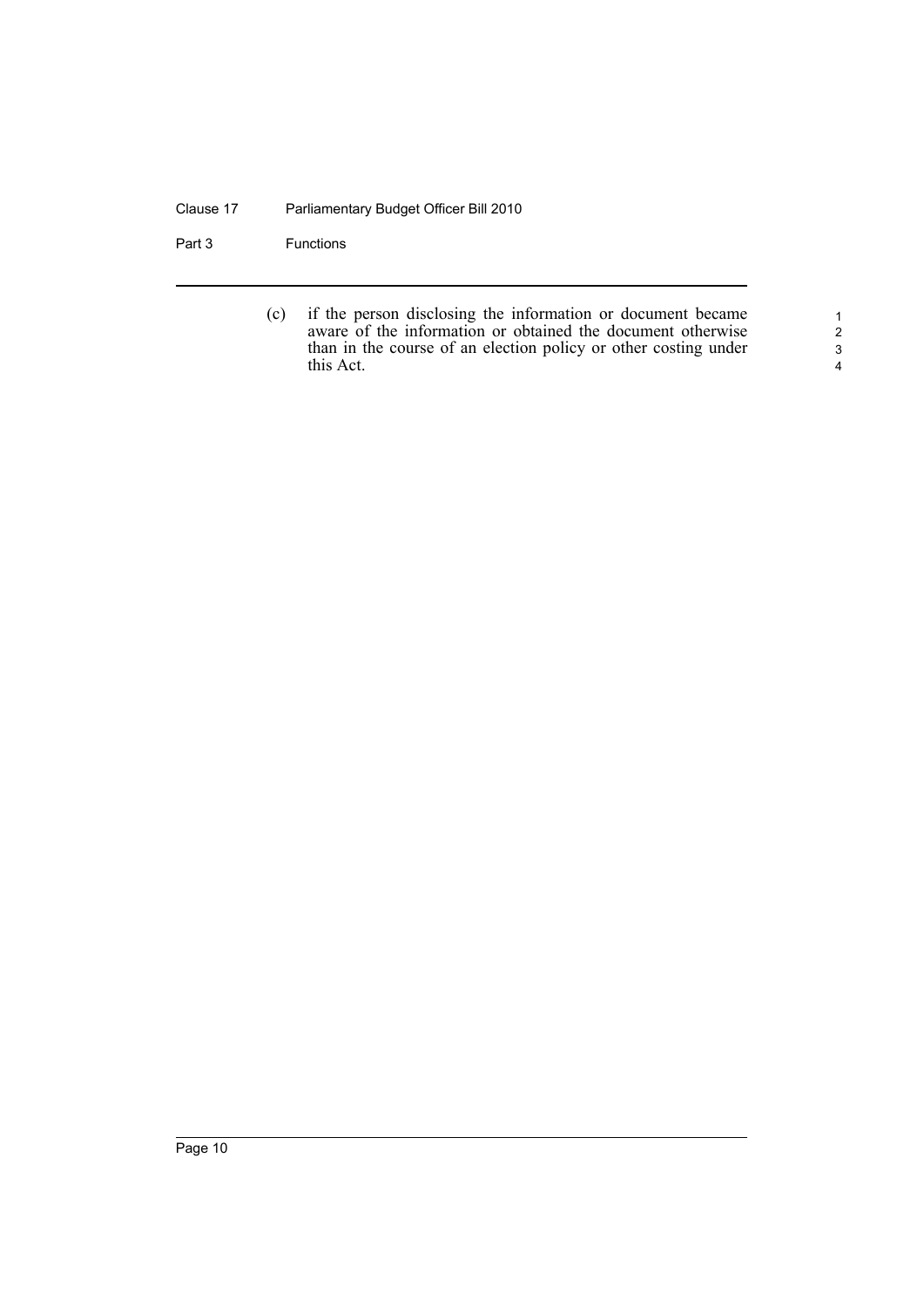(c) if the person disclosing the information or document became aware of the information or obtained the document otherwise than in the course of an election policy or other costing under this Act.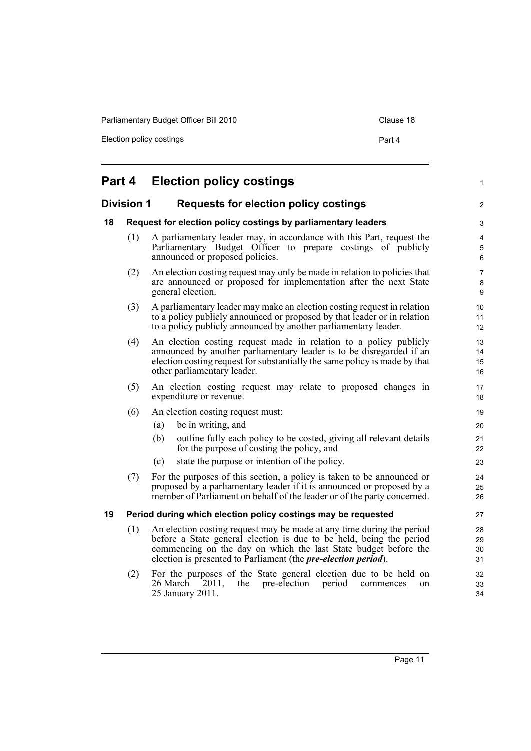# Part 4 Election policy costings

## Division 1 Requests for election policy costings

### 18 Request for election policy costings by parliamentary leaders

(1) A parliamentary leader may, in accordance with this Part, request the Parliamentary Budget Officer to prepare costings of publicly announced or proposed policies.

(2) An election costing request may only be made in relation to policies that are announced or proposed for implementation after the next State general election.

(3) A parliamentary leader may make an election costing request in relation to a policy publicly announced or proposed by that leader or in relation to a policy publicly announced by another parliamentary leader.

(4) An election costing request made in relation to a policy publicly announced by another parliamentary leader is to be disregarded if an election costing request for substantially the same policy is made by that other parliamentary leader.

(5) An election costing request may relate to proposed changes in expenditure or revenue.

(6) An election costing request must:

- (a) be in writing, and
- (b) outline fully each policy to be costed, giving all relevant details for the purpose of costing the policy, and
- (c) state the purpose or intention of the policy.

(7) For the purposes of this section, a policy is taken to be announced or proposed by a parliamentary leader if it is announced or proposed by a member of Parliament on behalf of the leader or of the party concerned.

### 19 Period during which election policy costings may be requested

(1) An election costing request may be made at any time during the period before a State general election is due to be held, being the period commencing on the day on which the last State budget before the election is presented to Parliament (the ***pre-election period***).

(2) For the purposes of the State general election due to be held on 26 March 2011, the pre-election period commences on 25 January 2011.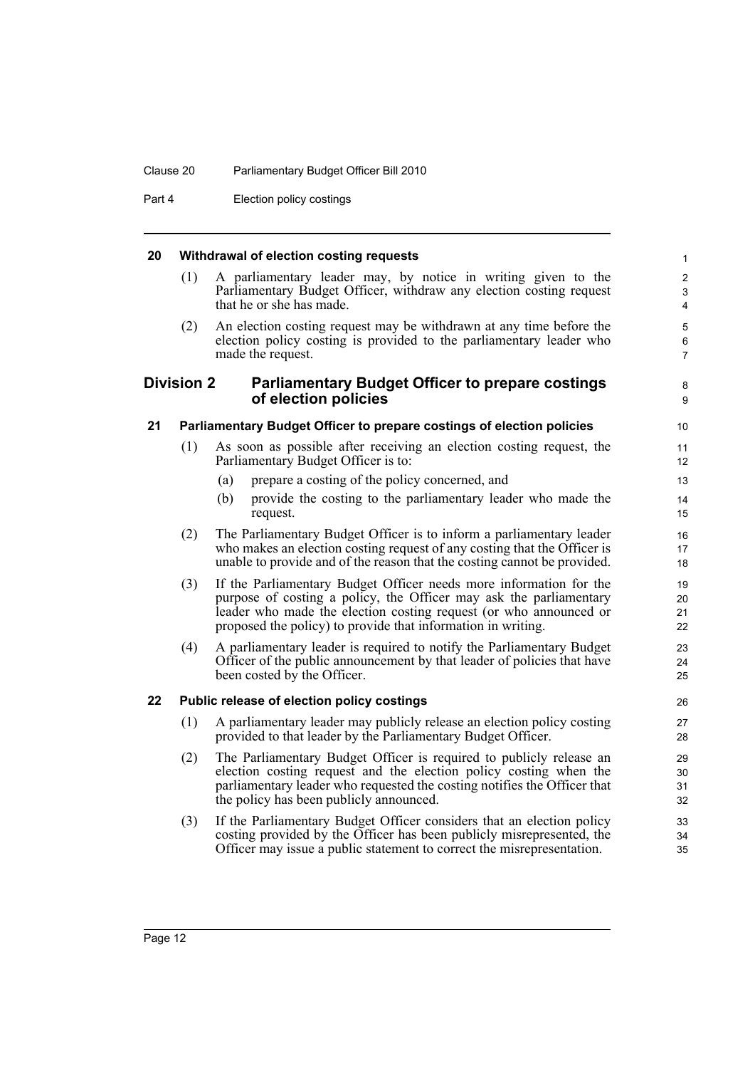### 20 Withdrawal of election costing requests

(1) A parliamentary leader may, by notice in writing given to the Parliamentary Budget Officer, withdraw any election costing request that he or she has made.

(2) An election costing request may be withdrawn at any time before the election policy costing is provided to the parliamentary leader who made the request.

## Division 2 Parliamentary Budget Officer to prepare costings of election policies

### 21 Parliamentary Budget Officer to prepare costings of election policies

(1) As soon as possible after receiving an election costing request, the Parliamentary Budget Officer is to:

(a) prepare a costing of the policy concerned, and

(b) provide the costing to the parliamentary leader who made the request.

(2) The Parliamentary Budget Officer is to inform a parliamentary leader who makes an election costing request of any costing that the Officer is unable to provide and of the reason that the costing cannot be provided.

(3) If the Parliamentary Budget Officer needs more information for the purpose of costing a policy, the Officer may ask the parliamentary leader who made the election costing request (or who announced or proposed the policy) to provide that information in writing.

(4) A parliamentary leader is required to notify the Parliamentary Budget Officer of the public announcement by that leader of policies that have been costed by the Officer.

### 22 Public release of election policy costings

(1) A parliamentary leader may publicly release an election policy costing provided to that leader by the Parliamentary Budget Officer.

(2) The Parliamentary Budget Officer is required to publicly release an election costing request and the election policy costing when the parliamentary leader who requested the costing notifies the Officer that the policy has been publicly announced.

(3) If the Parliamentary Budget Officer considers that an election policy costing provided by the Officer has been publicly misrepresented, the Officer may issue a public statement to correct the misrepresentation.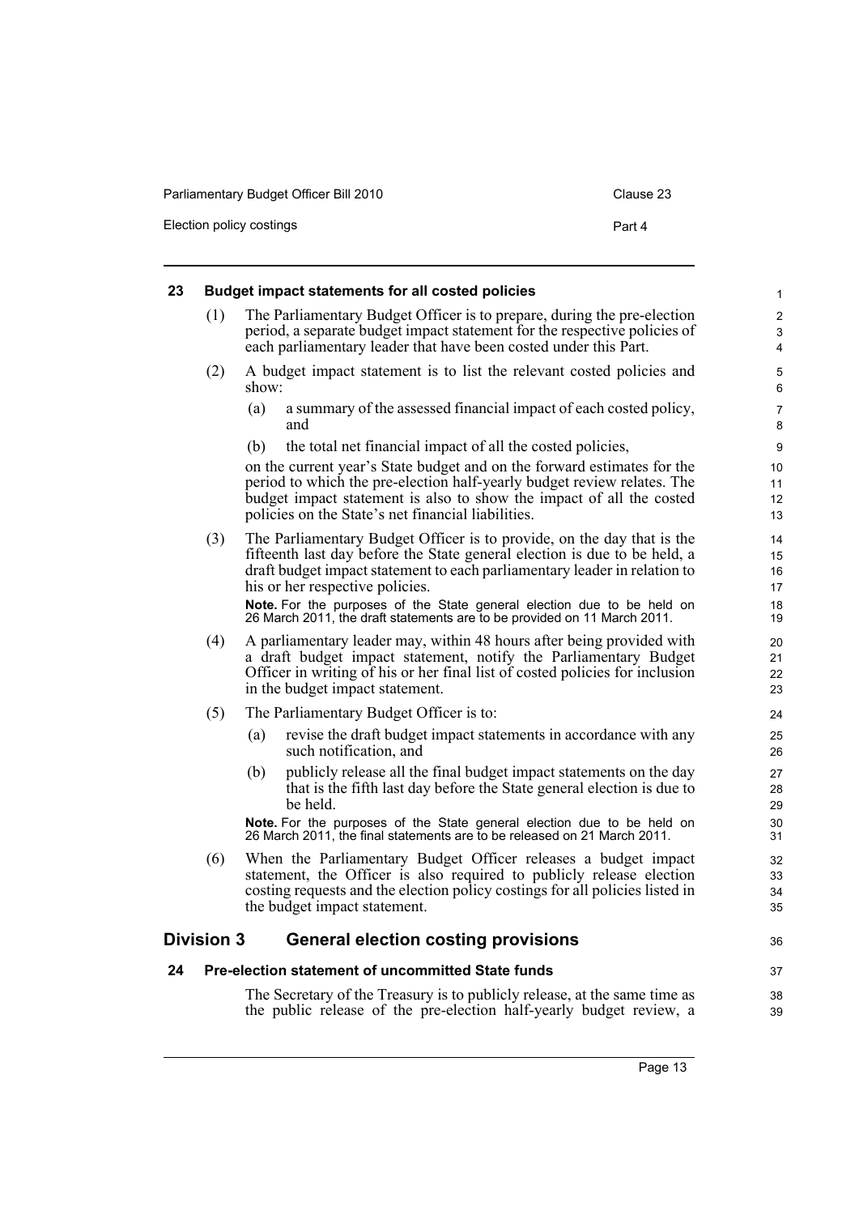## 23 Budget impact statements for all costed policies

(1) The Parliamentary Budget Officer is to prepare, during the pre-election period, a separate budget impact statement for the respective policies of each parliamentary leader that have been costed under this Part.

(2) A budget impact statement is to list the relevant costed policies and show:

- (a) a summary of the assessed financial impact of each costed policy, and
- (b) the total net financial impact of all the costed policies,

on the current year's State budget and on the forward estimates for the period to which the pre-election half-yearly budget review relates. The budget impact statement is also to show the impact of all the costed policies on the State's net financial liabilities.

(3) The Parliamentary Budget Officer is to provide, on the day that is the fifteenth last day before the State general election is due to be held, a draft budget impact statement to each parliamentary leader in relation to his or her respective policies.

**Note.** For the purposes of the State general election due to be held on 26 March 2011, the draft statements are to be provided on 11 March 2011.

(4) A parliamentary leader may, within 48 hours after being provided with a draft budget impact statement, notify the Parliamentary Budget Officer in writing of his or her final list of costed policies for inclusion in the budget impact statement.

(5) The Parliamentary Budget Officer is to:

- (a) revise the draft budget impact statements in accordance with any such notification, and
- (b) publicly release all the final budget impact statements on the day that is the fifth last day before the State general election is due to be held.

**Note.** For the purposes of the State general election due to be held on 26 March 2011, the final statements are to be released on 21 March 2011.

(6) When the Parliamentary Budget Officer releases a budget impact statement, the Officer is also required to publicly release election costing requests and the election policy costings for all policies listed in the budget impact statement.

# Division 3 General election costing provisions

## 24 Pre-election statement of uncommitted State funds

The Secretary of the Treasury is to publicly release, at the same time as the public release of the pre-election half-yearly budget review, a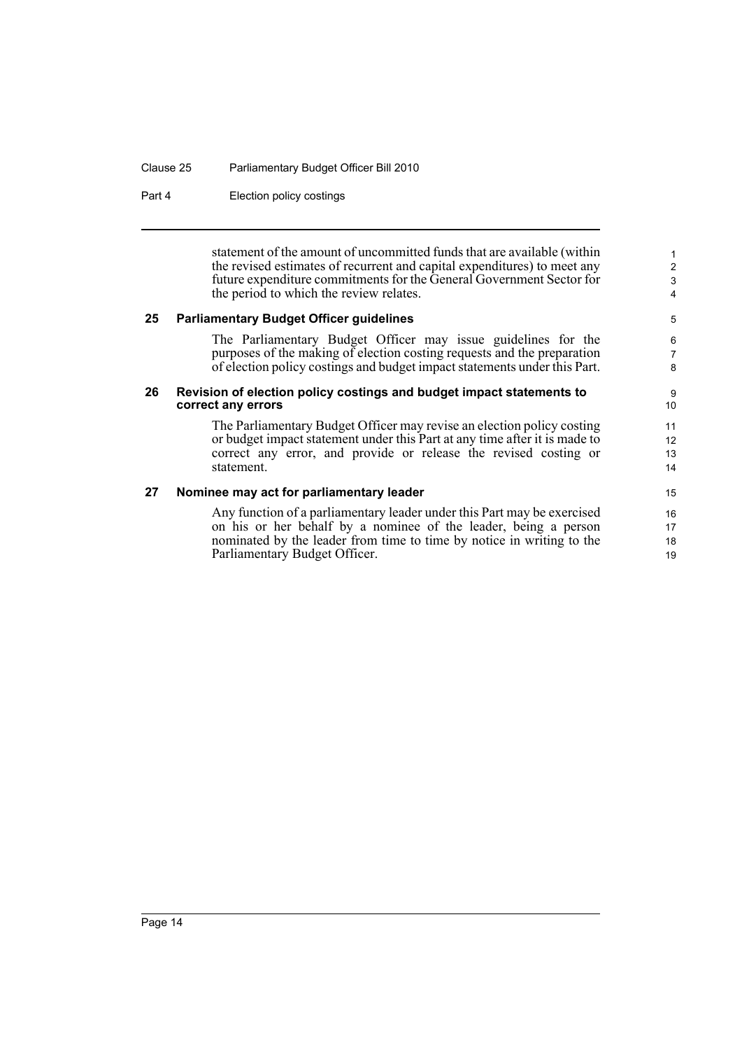statement of the amount of uncommitted funds that are available (within the revised estimates of recurrent and capital expenditures) to meet any future expenditure commitments for the General Government Sector for the period to which the review relates.

### 25 Parliamentary Budget Officer guidelines

The Parliamentary Budget Officer may issue guidelines for the purposes of the making of election costing requests and the preparation of election policy costings and budget impact statements under this Part.

### 26 Revision of election policy costings and budget impact statements to correct any errors

The Parliamentary Budget Officer may revise an election policy costing or budget impact statement under this Part at any time after it is made to correct any error, and provide or release the revised costing or statement.

### 27 Nominee may act for parliamentary leader

Any function of a parliamentary leader under this Part may be exercised on his or her behalf by a nominee of the leader, being a person nominated by the leader from time to time by notice in writing to the Parliamentary Budget Officer.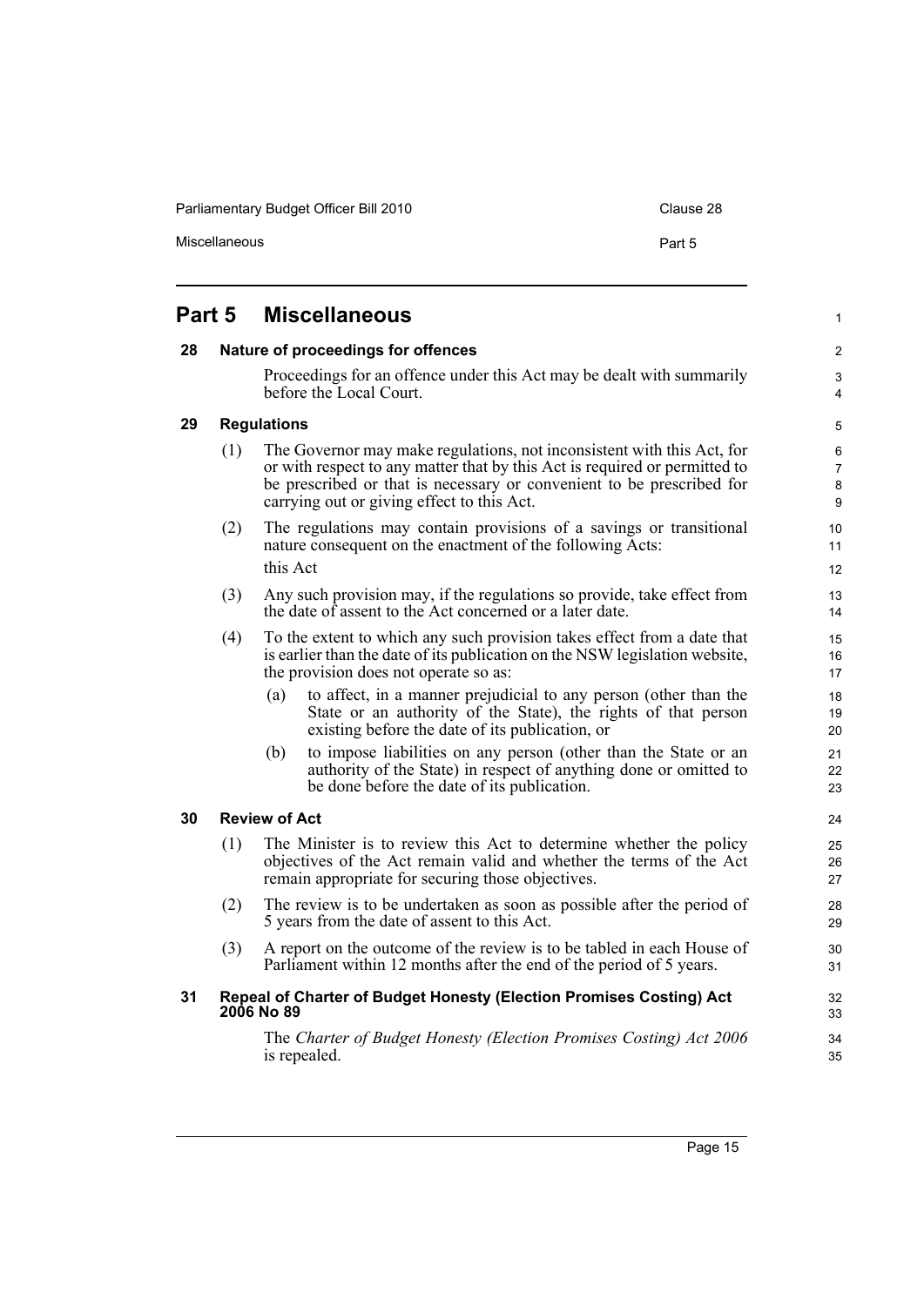# Part 5 Miscellaneous

## 28 Nature of proceedings for offences

Proceedings for an offence under this Act may be dealt with summarily before the Local Court.

## 29 Regulations

(1) The Governor may make regulations, not inconsistent with this Act, for or with respect to any matter that by this Act is required or permitted to be prescribed or that is necessary or convenient to be prescribed for carrying out or giving effect to this Act.

(2) The regulations may contain provisions of a savings or transitional nature consequent on the enactment of the following Acts:

this Act

(3) Any such provision may, if the regulations so provide, take effect from the date of assent to the Act concerned or a later date.

(4) To the extent to which any such provision takes effect from a date that is earlier than the date of its publication on the NSW legislation website, the provision does not operate so as:

- (a) to affect, in a manner prejudicial to any person (other than the State or an authority of the State), the rights of that person existing before the date of its publication, or
- (b) to impose liabilities on any person (other than the State or an authority of the State) in respect of anything done or omitted to be done before the date of its publication.

## 30 Review of Act

(1) The Minister is to review this Act to determine whether the policy objectives of the Act remain valid and whether the terms of the Act remain appropriate for securing those objectives.

(2) The review is to be undertaken as soon as possible after the period of 5 years from the date of assent to this Act.

(3) A report on the outcome of the review is to be tabled in each House of Parliament within 12 months after the end of the period of 5 years.

## 31 Repeal of Charter of Budget Honesty (Election Promises Costing) Act 2006 No 89

The *Charter of Budget Honesty (Election Promises Costing) Act 2006* is repealed.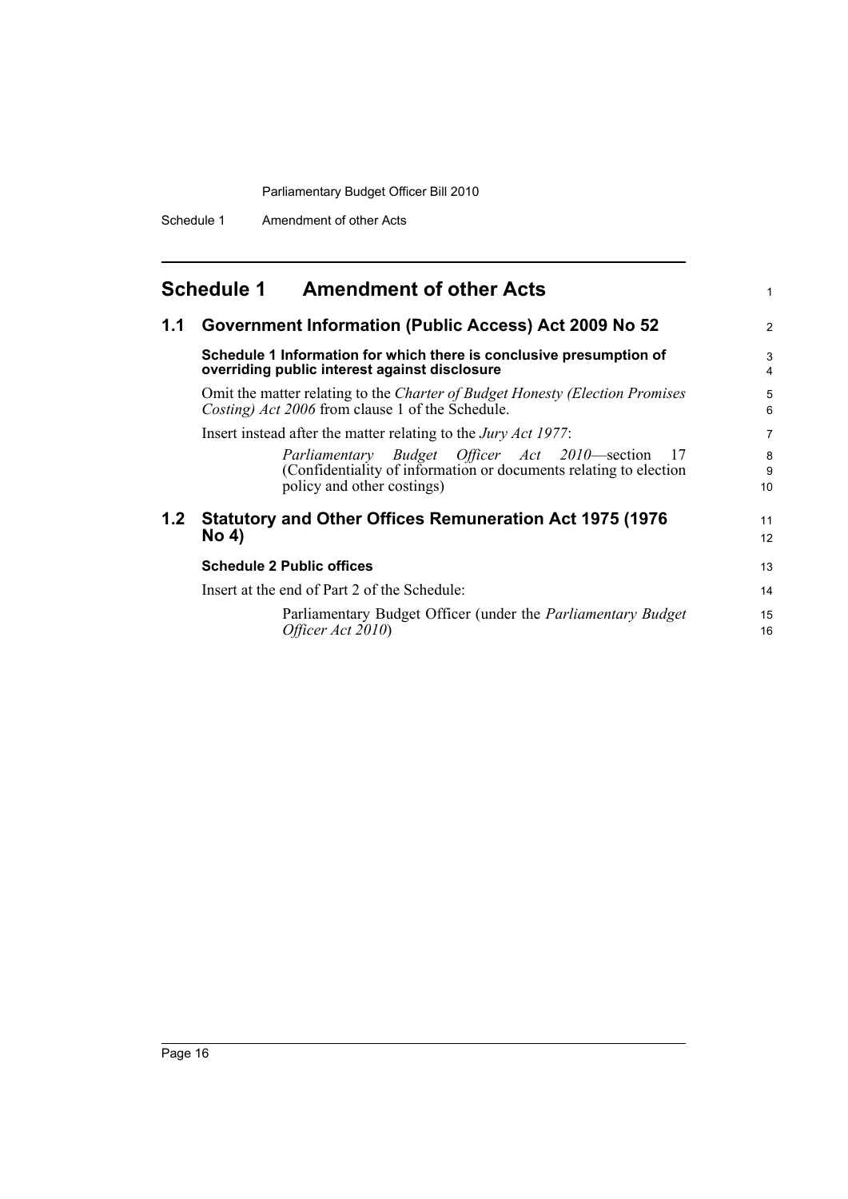## Schedule 1 Amendment of other Acts

### 1.1 Government Information (Public Access) Act 2009 No 52

**Schedule 1 Information for which there is conclusive presumption of overriding public interest against disclosure**

Omit the matter relating to the *Charter of Budget Honesty (Election Promises Costing) Act 2006* from clause 1 of the Schedule.

Insert instead after the matter relating to the *Jury Act 1977*:

> *Parliamentary Budget Officer Act 2010*—section 17 (Confidentiality of information or documents relating to election policy and other costings)

### 1.2 Statutory and Other Offices Remuneration Act 1975 (1976 No 4)

**Schedule 2 Public offices**

Insert at the end of Part 2 of the Schedule:

> Parliamentary Budget Officer (under the *Parliamentary Budget Officer Act 2010*)